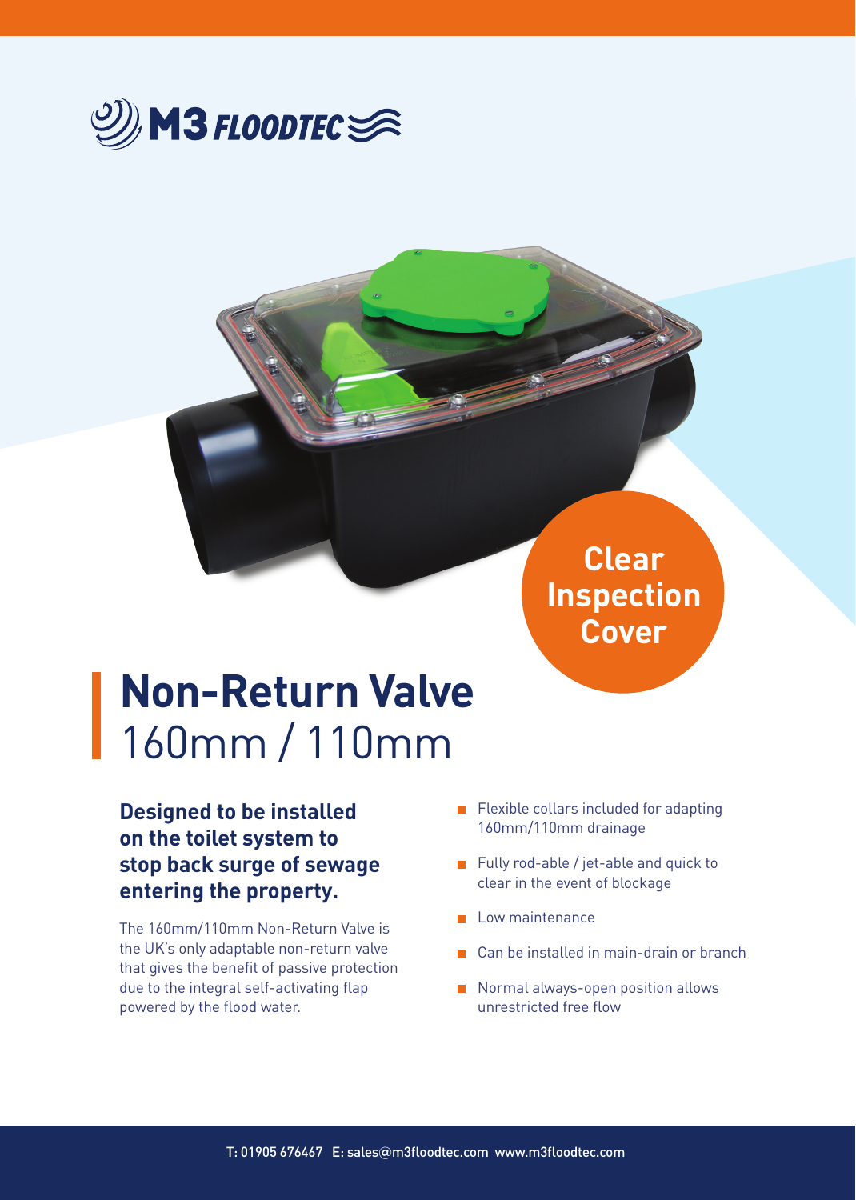M3 FLOODTEC

Clear Inspection Cover

# Non-Return Valve
160mm / 110mm

**Designed to be installed on the toilet system to stop back surge of sewage entering the property.**

The 160mm/110mm Non-Return Valve is the UK's only adaptable non-return valve that gives the benefit of passive protection due to the integral self-activating flap powered by the flood water.

- Flexible collars included for adapting 160mm/110mm drainage
- Fully rod-able / jet-able and quick to clear in the event of blockage
- Low maintenance
- Can be installed in main-drain or branch
- Normal always-open position allows unrestricted free flow

T: 01905 676467 E: sales@m3floodtec.com www.m3floodtec.com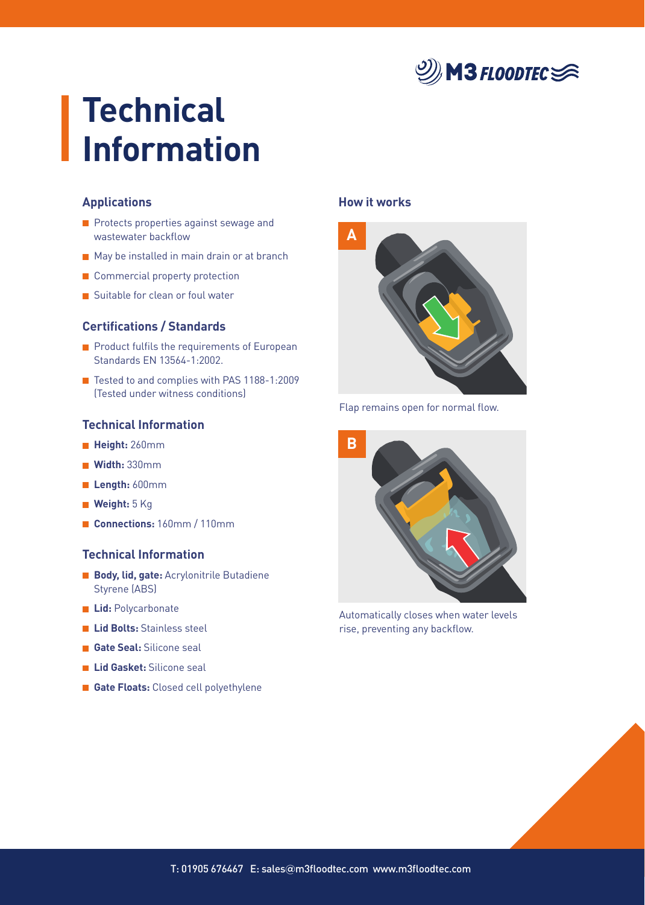# Technical Information

## Applications

- Protects properties against sewage and wastewater backflow
- May be installed in main drain or at branch
- Commercial property protection
- Suitable for clean or foul water

## Certifications / Standards

- Product fulfils the requirements of European Standards EN 13564-1:2002.
- Tested to and complies with PAS 1188-1:2009 (Tested under witness conditions)

## Technical Information

- **Height:** 260mm
- **Width:** 330mm
- **Length:** 600mm
- **Weight:** 5 Kg
- **Connections:** 160mm / 110mm

## Technical Information

- **Body, lid, gate:** Acrylonitrile Butadiene Styrene (ABS)
- **Lid:** Polycarbonate
- **Lid Bolts:** Stainless steel
- **Gate Seal:** Silicone seal
- **Lid Gasket:** Silicone seal
- **Gate Floats:** Closed cell polyethylene

## How it works

A

Flap remains open for normal flow.

B

Automatically closes when water levels rise, preventing any backflow.

T: 01905 676467 E: sales@m3floodtec.com www.m3floodtec.com